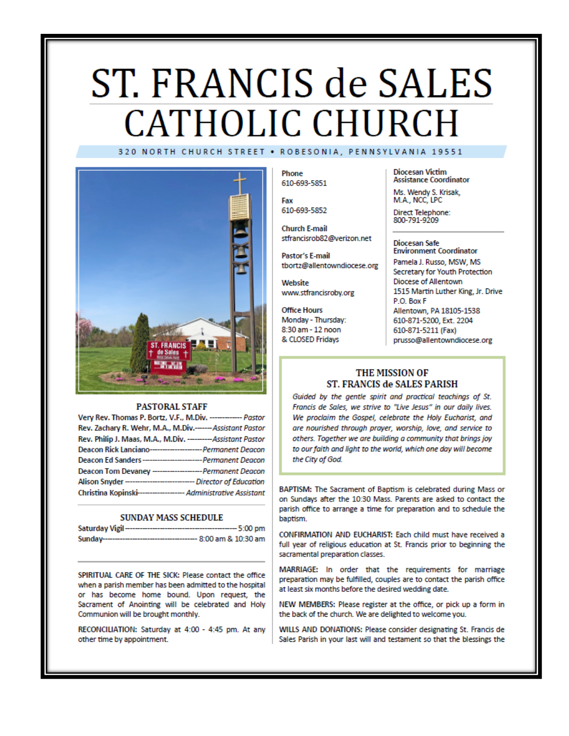# ST. FRANCIS de SALES CATHOLIC CHURCH

320 NORTH CHURCH STREET • ROBESONIA, PENNSYLVANIA 19551

**Phone**
610-693-5851

**Fax**
610-693-5852

**Church E-mail**
stfrancisrob82@verizon.net

**Pastor's E-mail**
tbortz@allentowndiocese.org

**Website**
www.stfrancisroby.org

**Office Hours**
Monday - Thursday:
8:30 am - 12 noon
& CLOSED Fridays

**Diocesan Victim Assistance Coordinator**

Ms. Wendy S. Krisak, M.A., NCC, LPC

Direct Telephone: 800-791-9209

**Diocesan Safe Environment Coordinator**

Pamela J. Russo, MSW, MS
Secretary for Youth Protection
Diocese of Allentown
1515 Martin Luther King, Jr. Drive
P.O. Box F
Allentown, PA 18105-1538
610-871-5200, Ext. 2204
610-871-5211 (Fax)
prusso@allentowndiocese.org

## PASTORAL STAFF

Very Rev. Thomas P. Bortz, V.F., M.Div. ------------ *Pastor*
Rev. Zachary R. Wehr, M.A., M.Div.------*Assistant Pastor*
Rev. Philip J. Maas, M.A., M.Div. ---------*Assistant Pastor*
Deacon Rick Lanciano-------------------*Permanent Deacon*
Deacon Ed Sanders---------------------*Permanent Deacon*
Deacon Tom Devaney ------------------*Permanent Deacon*
Alison Snyder ------------------------- *Director of Education*
Christina Kopinski----------------- *Administrative Assistant*

## SUNDAY MASS SCHEDULE

Saturday Vigil------------------------------------------ 5:00 pm
Sunday-------------------------------------- 8:00 am & 10:30 am

SPIRITUAL CARE OF THE SICK: Please contact the office when a parish member has been admitted to the hospital or has become home bound. Upon request, the Sacrament of Anointing will be celebrated and Holy Communion will be brought monthly.

RECONCILIATION: Saturday at 4:00 - 4:45 pm. At any other time by appointment.

## THE MISSION OF ST. FRANCIS de SALES PARISH

*Guided by the gentle spirit and practical teachings of St. Francis de Sales, we strive to "Live Jesus" in our daily lives. We proclaim the Gospel, celebrate the Holy Eucharist, and are nourished through prayer, worship, love, and service to others. Together we are building a community that brings joy to our faith and light to the world, which one day will become the City of God.*

BAPTISM: The Sacrament of Baptism is celebrated during Mass or on Sundays after the 10:30 Mass. Parents are asked to contact the parish office to arrange a time for preparation and to schedule the baptism.

CONFIRMATION AND EUCHARIST: Each child must have received a full year of religious education at St. Francis prior to beginning the sacramental preparation classes.

MARRIAGE: In order that the requirements for marriage preparation may be fulfilled, couples are to contact the parish office at least six months before the desired wedding date.

NEW MEMBERS: Please register at the office, or pick up a form in the back of the church. We are delighted to welcome you.

WILLS AND DONATIONS: Please consider designating St. Francis de Sales Parish in your last will and testament so that the blessings the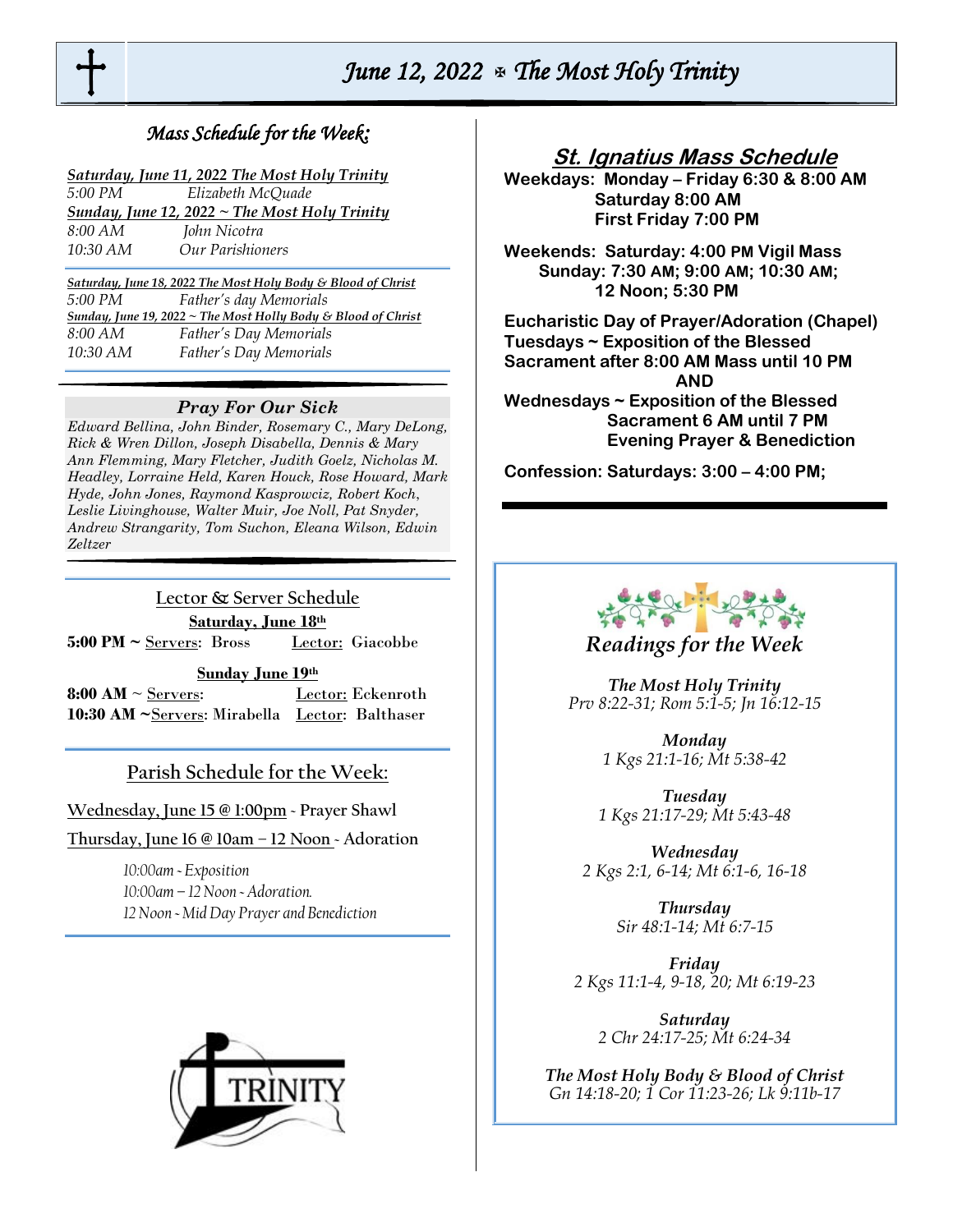# June 12, 2022 ✠ The Most Holy Trinity

## *Mass Schedule for the Week:*

***Saturday, June 11, 2022 The Most Holy Trinity***

*5:00 PM* *Elizabeth McQuade*

***Sunday, June 12, 2022 ~ The Most Holy Trinity***

*8:00 AM* *John Nicotra*

*10:30 AM* *Our Parishioners*

***Saturday, June 18, 2022 The Most Holy Body & Blood of Christ***

*5:00 PM* *Father's day Memorials*

***Sunday, June 19, 2022 ~ The Most Holly Body & Blood of Christ***

*8:00 AM* *Father's Day Memorials*

*10:30 AM* *Father's Day Memorials*

### *Pray For Our Sick*

*Edward Bellina, John Binder, Rosemary C., Mary DeLong, Rick & Wren Dillon, Joseph Disabella, Dennis & Mary Ann Flemming, Mary Fletcher, Judith Goelz, Nicholas M. Headley, Lorraine Held, Karen Houck, Rose Howard, Mark Hyde, John Jones, Raymond Kasprowciz, Robert Koch, Leslie Livinghouse, Walter Muir, Joe Noll, Pat Snyder, Andrew Strangarity, Tom Suchon, Eleana Wilson, Edwin Zeltzer*

### Lector & Server Schedule

**Saturday, June 18th**

**5:00 PM ~** Servers: Bross Lector: Giacobbe

**Sunday June 19th**

**8:00 AM** ~ Servers: Lector: Eckenroth

**10:30 AM ~**Servers: Mirabella Lector: Balthaser

### Parish Schedule for the Week:

Wednesday, June 15 @ 1:00pm - Prayer Shawl

Thursday, June 16 @ 10am – 12 Noon - Adoration

*10:00am - Exposition*
*10:00am – 12 Noon - Adoration.*
*12 Noon - Mid Day Prayer and Benediction*

TRINITY

## St. Ignatius Mass Schedule

**Weekdays: Monday – Friday 6:30 & 8:00 AM**
**Saturday 8:00 AM**
**First Friday 7:00 PM**

**Weekends: Saturday: 4:00 PM Vigil Mass**
**Sunday: 7:30 AM; 9:00 AM; 10:30 AM; 12 Noon; 5:30 PM**

**Eucharistic Day of Prayer/Adoration (Chapel)**
**Tuesdays ~ Exposition of the Blessed Sacrament after 8:00 AM Mass until 10 PM**
**AND**
**Wednesdays ~ Exposition of the Blessed Sacrament 6 AM until 7 PM**
**Evening Prayer & Benediction**

**Confession: Saturdays: 3:00 – 4:00 PM;**

## *Readings for the Week*

***The Most Holy Trinity***
*Prv 8:22-31; Rom 5:1-5; Jn 16:12-15*

***Monday***
*1 Kgs 21:1-16; Mt 5:38-42*

***Tuesday***
*1 Kgs 21:17-29; Mt 5:43-48*

***Wednesday***
*2 Kgs 2:1, 6-14; Mt 6:1-6, 16-18*

***Thursday***
*Sir 48:1-14; Mt 6:7-15*

***Friday***
*2 Kgs 11:1-4, 9-18, 20; Mt 6:19-23*

***Saturday***
*2 Chr 24:17-25; Mt 6:24-34*

***The Most Holy Body & Blood of Christ***
*Gn 14:18-20; 1 Cor 11:23-26; Lk 9:11b-17*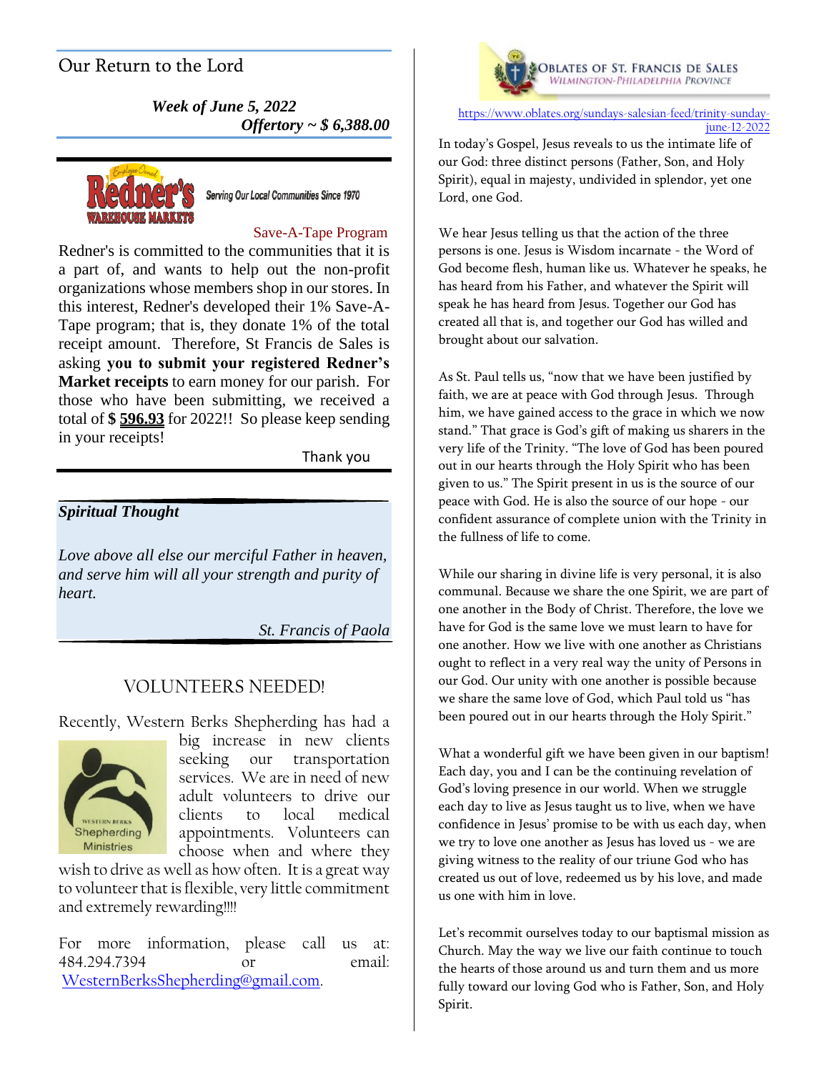## Our Return to the Lord

***Week of June 5, 2022***
***Offertory ~ $ 6,388.00***

Serving Our Local Communities Since 1970

### Save-A-Tape Program

Redner's is committed to the communities that it is a part of, and wants to help out the non-profit organizations whose members shop in our stores. In this interest, Redner's developed their 1% Save-A-Tape program; that is, they donate 1% of the total receipt amount. Therefore, St Francis de Sales is asking **you to submit your registered Redner's Market receipts** to earn money for our parish. For those who have been submitting, we received a total of **$ 596.93** for 2022!! So please keep sending in your receipts!

Thank you

***Spiritual Thought***

*Love above all else our merciful Father in heaven, and serve him will all your strength and purity of heart.*

*St. Francis of Paola*

## VOLUNTEERS NEEDED!

Recently, Western Berks Shepherding has had a big increase in new clients seeking our transportation services. We are in need of new adult volunteers to drive our clients to local medical appointments. Volunteers can choose when and where they wish to drive as well as how often. It is a great way to volunteer that is flexible, very little commitment and extremely rewarding!!!!

For more information, please call us at: 484.294.7394 or email: WesternBerksShepherding@gmail.com.

OBLATES OF ST. FRANCIS DE SALES
WILMINGTON-PHILADELPHIA PROVINCE

https://www.oblates.org/sundays-salesian-feed/trinity-sunday-june-12-2022

In today's Gospel, Jesus reveals to us the intimate life of our God: three distinct persons (Father, Son, and Holy Spirit), equal in majesty, undivided in splendor, yet one Lord, one God.

We hear Jesus telling us that the action of the three persons is one. Jesus is Wisdom incarnate - the Word of God become flesh, human like us. Whatever he speaks, he has heard from his Father, and whatever the Spirit will speak he has heard from Jesus. Together our God has created all that is, and together our God has willed and brought about our salvation.

As St. Paul tells us, "now that we have been justified by faith, we are at peace with God through Jesus. Through him, we have gained access to the grace in which we now stand." That grace is God's gift of making us sharers in the very life of the Trinity. "The love of God has been poured out in our hearts through the Holy Spirit who has been given to us." The Spirit present in us is the source of our peace with God. He is also the source of our hope - our confident assurance of complete union with the Trinity in the fullness of life to come.

While our sharing in divine life is very personal, it is also communal. Because we share the one Spirit, we are part of one another in the Body of Christ. Therefore, the love we have for God is the same love we must learn to have for one another. How we live with one another as Christians ought to reflect in a very real way the unity of Persons in our God. Our unity with one another is possible because we share the same love of God, which Paul told us "has been poured out in our hearts through the Holy Spirit."

What a wonderful gift we have been given in our baptism! Each day, you and I can be the continuing revelation of God's loving presence in our world. When we struggle each day to live as Jesus taught us to live, when we have confidence in Jesus' promise to be with us each day, when we try to love one another as Jesus has loved us - we are giving witness to the reality of our triune God who has created us out of love, redeemed us by his love, and made us one with him in love.

Let's recommit ourselves today to our baptismal mission as Church. May the way we live our faith continue to touch the hearts of those around us and turn them and us more fully toward our loving God who is Father, Son, and Holy Spirit.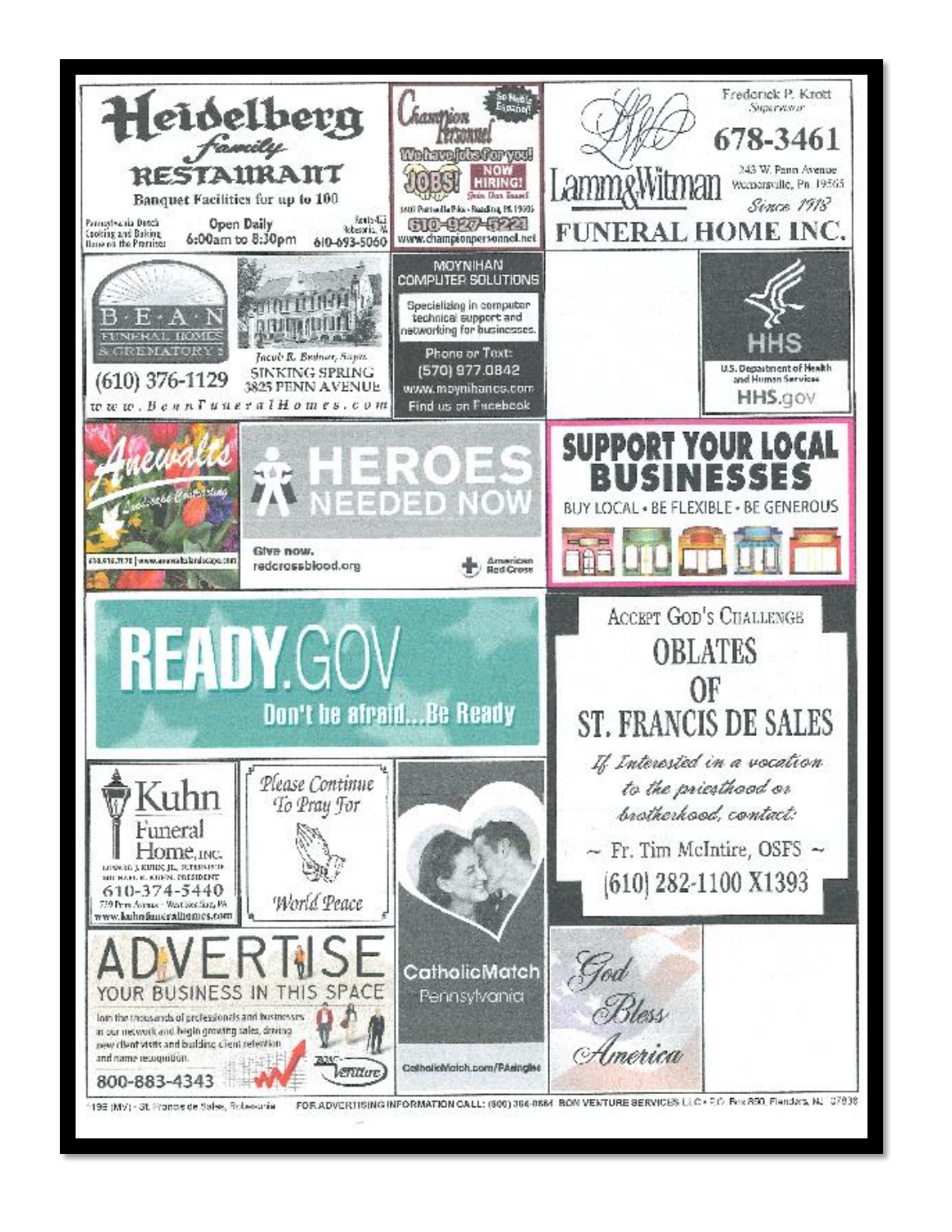## Heidelberg Family Restaurant

Banquet Facilities for up to 100

Pennsylvania Dutch Cooking and Baking Done on the Premises

Open Daily 6:00am to 8:30pm

Route 422 Robesonia, PA

610-693-5060

## Champion Personnel

Se Habla Español

We have jobs for you!

JOBS! NOW HIRING!

3601 Pottsville Pike • Reading, PA 19605

610-927-5221

www.championpersonnel.net

## Lamm & Witman Funeral Home Inc.

Frederick P. Krott, Supervisor

678-3461

243 W. Penn Avenue
Wernersville, Pa. 19565

Since 1918

## Bean Funeral Homes & Crematory

Jacob R. Brubaker, Supv.

(610) 376-1129

SINKING SPRING
3825 PENN AVENUE

www.BeanFuneralHomes.com

## Moynihan Computer Solutions

Specializing in computer technical support and networking for businesses.

Phone or Text:
(570) 977.0842

www.moynihancs.com

Find us on Facebook

## HHS

U.S. Department of Health and Human Services

HHS.gov

## Anewalts Landscape Contracting

610.678.7070 | www.anewaltslandscape.com

## HEROES NEEDED NOW

Give now.
redcrossblood.org

American Red Cross

## SUPPORT YOUR LOCAL BUSINESSES

BUY LOCAL • BE FLEXIBLE • BE GENEROUS

## READY.GOV

Don't be afraid...Be Ready

## Accept God's Challenge

## OBLATES OF ST. FRANCIS DE SALES

*If Interested in a vocation to the priesthood or brotherhood, contact:*

~ Fr. Tim McIntire, OSFS ~

(610) 282-1100 X1393

## Kuhn Funeral Home, Inc.

Edward J. Kuhn, Jr., Supervisor
Michael E. Kuhn, President

610-374-5440

739 Penn Avenue - West Reading, PA

www.kuhnfuneralhomes.com

*Please Continue To Pray For*

*World Peace*

## CatholicMatch

Pennsylvania

CatholicMatch.com/PAsingles

## ADVERTISE

YOUR BUSINESS IN THIS SPACE

Join the thousands of professionals and businesses in our network and begin growing sales, driving new client visits and building client retention and name recognition.

800-883-4343

Bon Venture

*God Bless America*

1195 (MV) - St. Francis de Sales, Robesonia    FOR ADVERTISING INFORMATION CALL: (800) 364-0884 BON VENTURE SERVICES LLC • P.O. Box 850, Flanders, NJ 07836